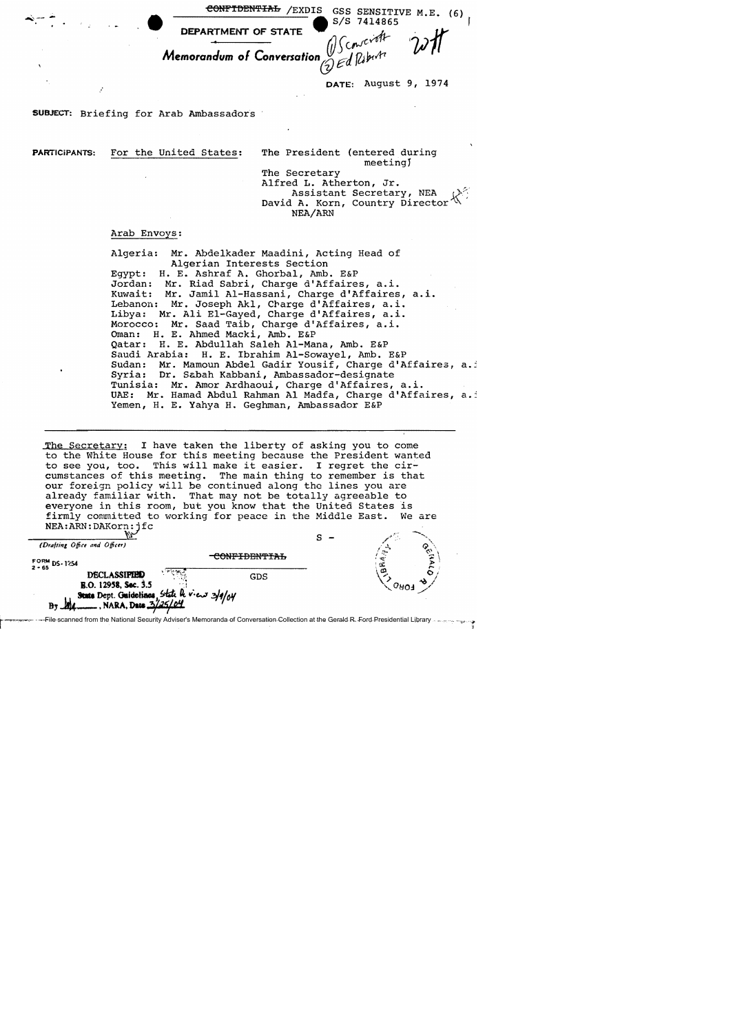~~CONFIDENTIAL~~ /EXDIS GSS SENSITIVE M.E. (6)
S/S 7414865

DEPARTMENT OF STATE

*Memorandum of Conversation*

(1) Scowcroft
(2) Ed Roberts

DATE: August 9, 1974

SUBJECT: Briefing for Arab Ambassadors

PARTICIPANTS: For the United States:

The President (entered during meeting)
The Secretary
Alfred L. Atherton, Jr.
Assistant Secretary, NEA
David A. Korn, Country Director NEA/ARN

Arab Envoys:

Algeria: Mr. Abdelkader Maadini, Acting Head of Algerian Interests Section
Egypt: H. E. Ashraf A. Ghorbal, Amb. E&P
Jordan: Mr. Riad Sabri, Charge d'Affaires, a.i.
Kuwait: Mr. Jamil Al-Hassani, Charge d'Affaires, a.i.
Lebanon: Mr. Joseph Akl, Charge d'Affaires, a.i.
Libya: Mr. Ali El-Gayed, Charge d'Affaires, a.i.
Morocco: Mr. Saad Taib, Charge d'Affaires, a.i.
Oman: H. E. Ahmed Macki, Amb. E&P
Qatar: H. E. Abdullah Saleh Al-Mana, Amb. E&P
Saudi Arabia: H. E. Ibrahim Al-Sowayel, Amb. E&P
Sudan: Mr. Mamoun Abdel Gadir Yousif, Charge d'Affaires, a.i.
Syria: Dr. Sabah Kabbani, Ambassador-designate
Tunisia: Mr. Amor Ardhaoui, Charge d'Affaires, a.i.
UAE: Mr. Hamad Abdul Rahman Al Madfa, Charge d'Affaires, a.i.
Yemen, H. E. Yahya H. Geghman, Ambassador E&P

---

The Secretary: I have taken the liberty of asking you to come to the White House for this meeting because the President wanted to see you, too. This will make it easier. I regret the circumstances of this meeting. The main thing to remember is that our foreign policy will be continued along the lines you are already familiar with. That may not be totally agreeable to everyone in this room, but you know that the United States is firmly committed to working for peace in the Middle East. We are

NEA:ARN:DAKorn:jfc
(Drafting Office and Officer)

S -

~~CONFIDENTIAL~~

FORM DS-1254
2-65

DECLASSIFIED
E.O. 12958, Sec. 3.5
State Dept. Guidelines, State Review 3/9/04
By ___, NARA, Date 3/25/04

GDS

File scanned from the National Security Adviser's Memoranda of Conversation Collection at the Gerald R. Ford Presidential Library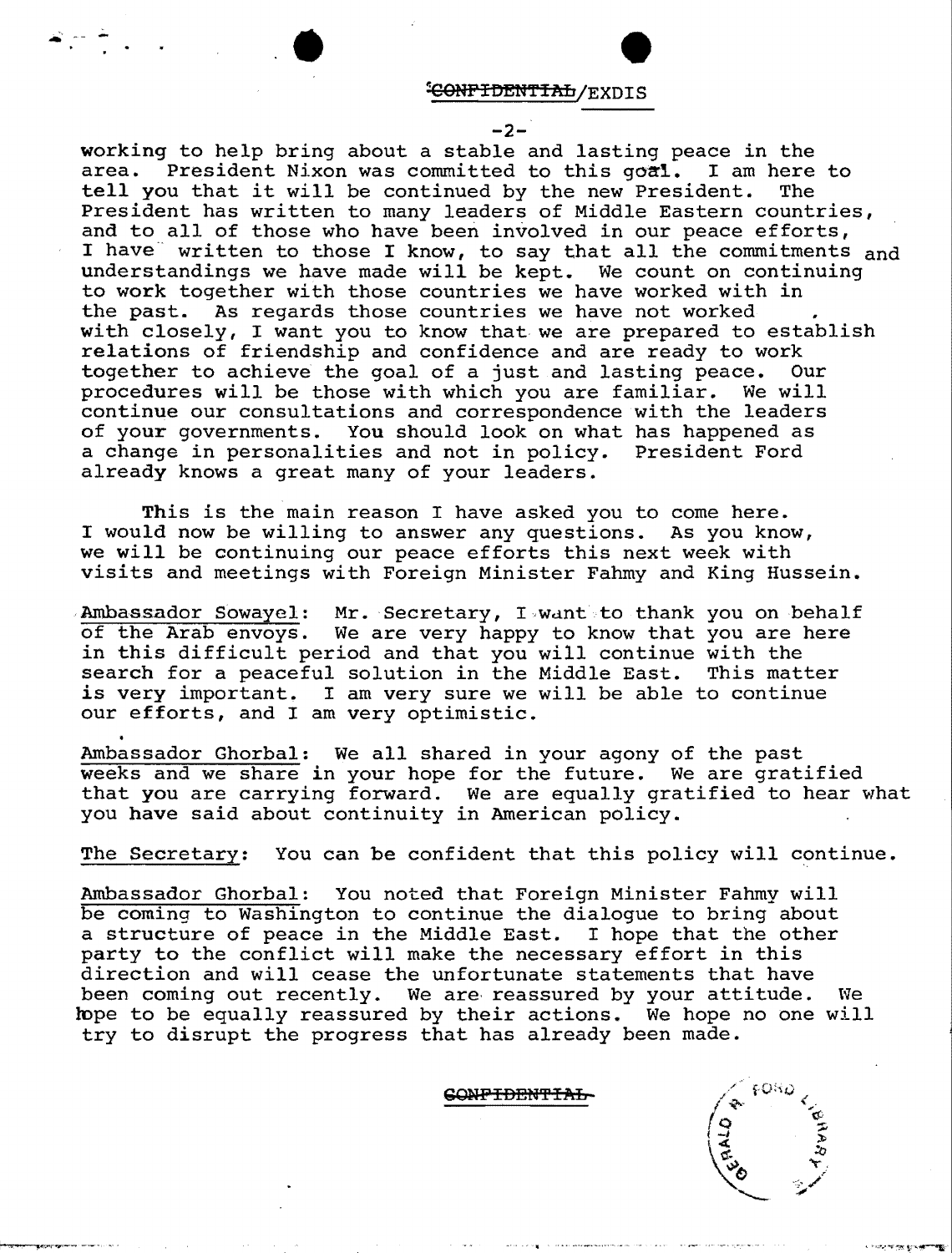working to help bring about a stable and lasting peace in the area. President Nixon was committed to this goal. I am here to tell you that it will be continued by the new President. The President has written to many leaders of Middle Eastern countries, and to all of those who have been involved in our peace efforts, I have written to those I know, to say that all the commitments and understandings we have made will be kept. We count on continuing to work together with those countries we have worked with in the past. As regards those countries we have not worked with closely, I want you to know that we are prepared to establish relations of friendship and confidence and are ready to work together to achieve the goal of a just and lasting peace. Our procedures will be those with which you are familiar. We will continue our consultations and correspondence with the leaders of your governments. You should look on what has happened as a change in personalities and not in policy. President Ford already knows a great many of your leaders.

This is the main reason I have asked you to come here. I would now be willing to answer any questions. As you know, we will be continuing our peace efforts this next week with visits and meetings with Foreign Minister Fahmy and King Hussein.

Ambassador Sowayel: Mr. Secretary, I want to thank you on behalf of the Arab envoys. We are very happy to know that you are here in this difficult period and that you will continue with the search for a peaceful solution in the Middle East. This matter is very important. I am very sure we will be able to continue our efforts, and I am very optimistic.

Ambassador Ghorbal: We all shared in your agony of the past weeks and we share in your hope for the future. We are gratified that you are carrying forward. We are equally gratified to hear what you have said about continuity in American policy.

The Secretary: You can be confident that this policy will continue.

Ambassador Ghorbal: You noted that Foreign Minister Fahmy will be coming to Washington to continue the dialogue to bring about a structure of peace in the Middle East. I hope that the other party to the conflict will make the necessary effort in this direction and will cease the unfortunate statements that have been coming out recently. We are reassured by your attitude. We hope to be equally reassured by their actions. We hope no one will try to disrupt the progress that has already been made.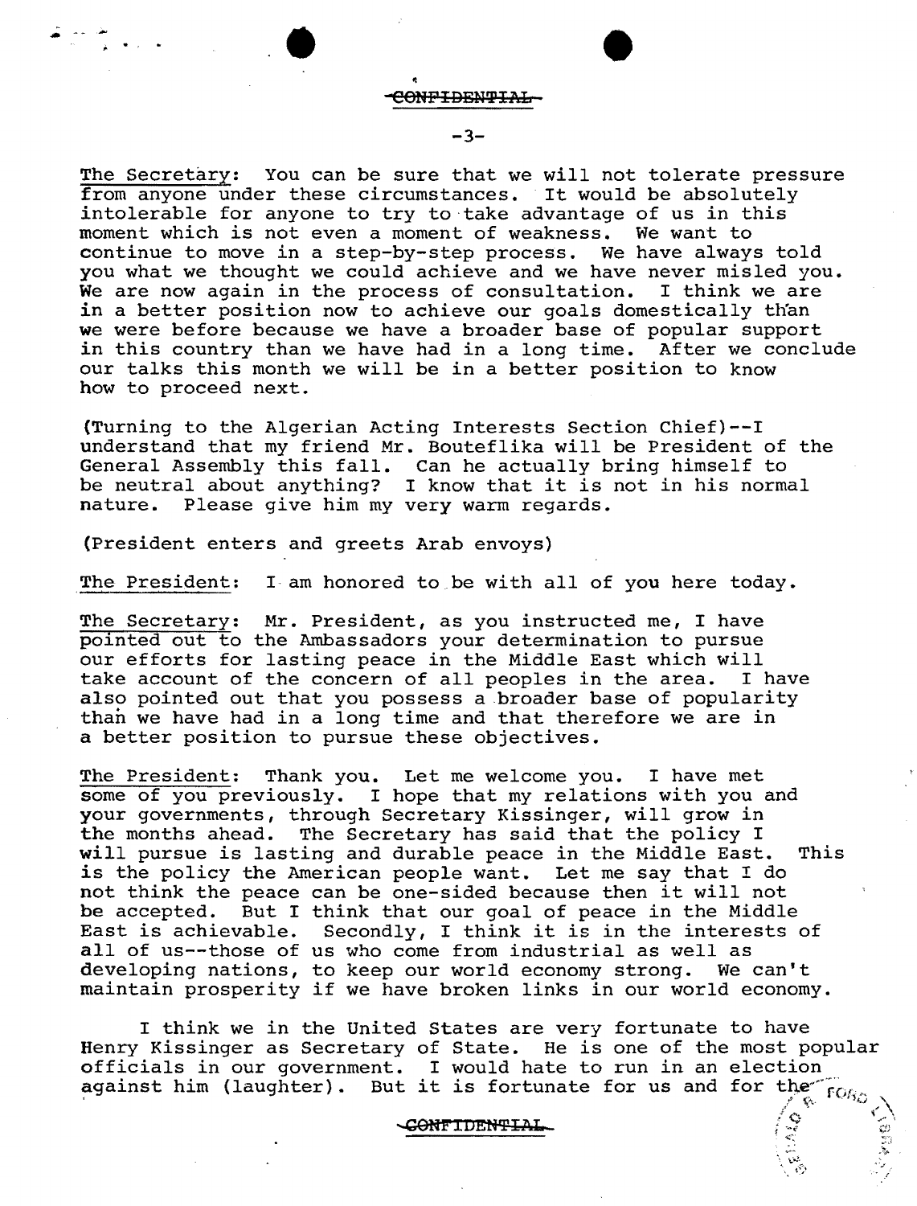CONFIDENTIAL

The Secretary: You can be sure that we will not tolerate pressure from anyone under these circumstances. It would be absolutely intolerable for anyone to try to take advantage of us in this moment which is not even a moment of weakness. We want to continue to move in a step-by-step process. We have always told you what we thought we could achieve and we have never misled you. We are now again in the process of consultation. I think we are in a better position now to achieve our goals domestically than we were before because we have a broader base of popular support in this country than we have had in a long time. After we conclude our talks this month we will be in a better position to know how to proceed next.

(Turning to the Algerian Acting Interests Section Chief)--I understand that my friend Mr. Bouteflika will be President of the General Assembly this fall. Can he actually bring himself to be neutral about anything? I know that it is not in his normal nature. Please give him my very warm regards.

(President enters and greets Arab envoys)

The President: I am honored to be with all of you here today.

The Secretary: Mr. President, as you instructed me, I have pointed out to the Ambassadors your determination to pursue our efforts for lasting peace in the Middle East which will take account of the concern of all peoples in the area. I have also pointed out that you possess a broader base of popularity than we have had in a long time and that therefore we are in a better position to pursue these objectives.

The President: Thank you. Let me welcome you. I have met some of you previously. I hope that my relations with you and your governments, through Secretary Kissinger, will grow in the months ahead. The Secretary has said that the policy I will pursue is lasting and durable peace in the Middle East. This is the policy the American people want. Let me say that I do not think the peace can be one-sided because then it will not be accepted. But I think that our goal of peace in the Middle East is achievable. Secondly, I think it is in the interests of all of us--those of us who come from industrial as well as developing nations, to keep our world economy strong. We can't maintain prosperity if we have broken links in our world economy.

I think we in the United States are very fortunate to have Henry Kissinger as Secretary of State. He is one of the most popular officials in our government. I would hate to run in an election against him (laughter). But it is fortunate for us and for the

CONFIDENTIAL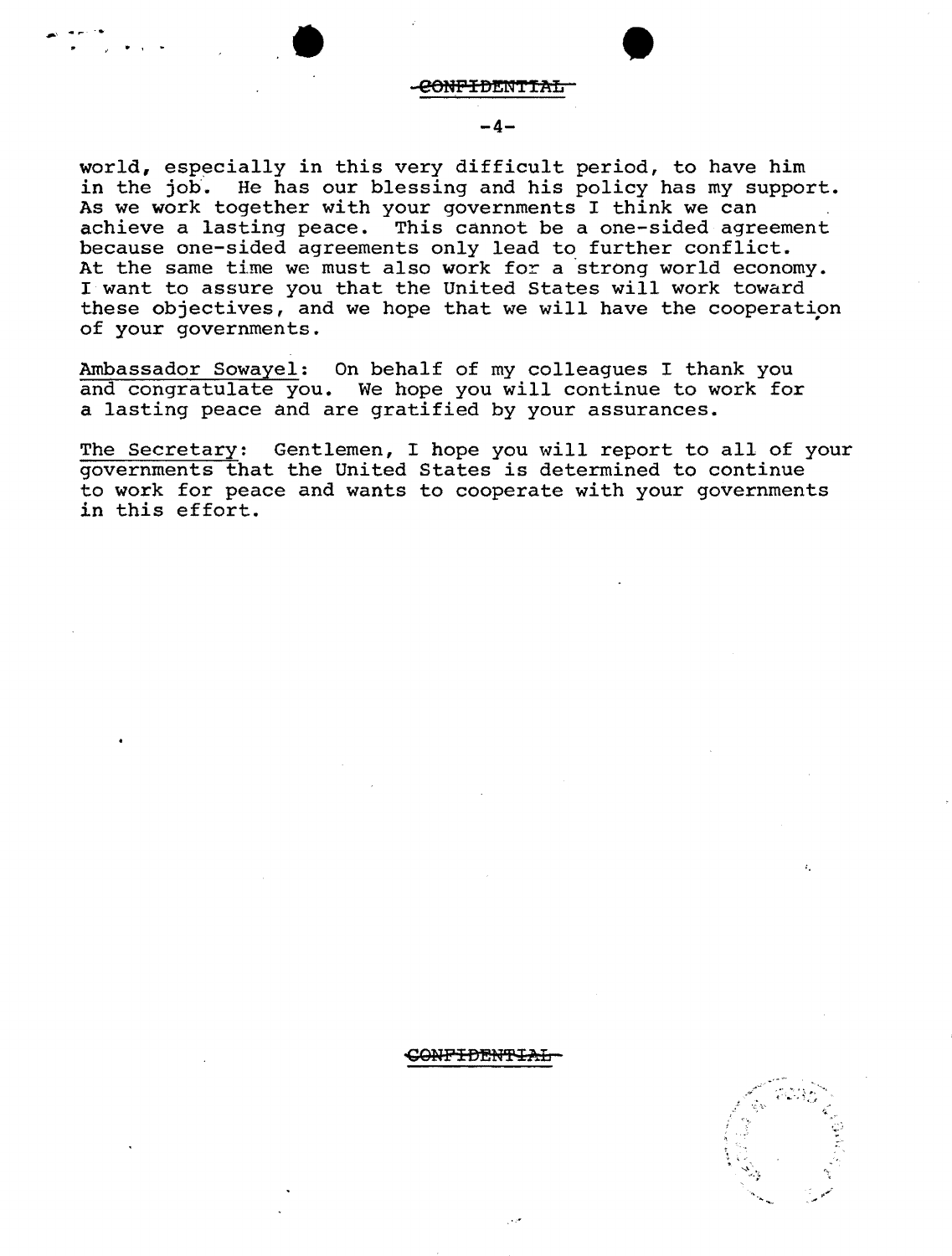CONFIDENTIAL

world, especially in this very difficult period, to have him in the job. He has our blessing and his policy has my support. As we work together with your governments I think we can achieve a lasting peace. This cannot be a one-sided agreement because one-sided agreements only lead to further conflict. At the same time we must also work for a strong world economy. I want to assure you that the United States will work toward these objectives, and we hope that we will have the cooperation of your governments.

Ambassador Sowayel: On behalf of my colleagues I thank you and congratulate you. We hope you will continue to work for a lasting peace and are gratified by your assurances.

The Secretary: Gentlemen, I hope you will report to all of your governments that the United States is determined to continue to work for peace and wants to cooperate with your governments in this effort.

CONFIDENTIAL